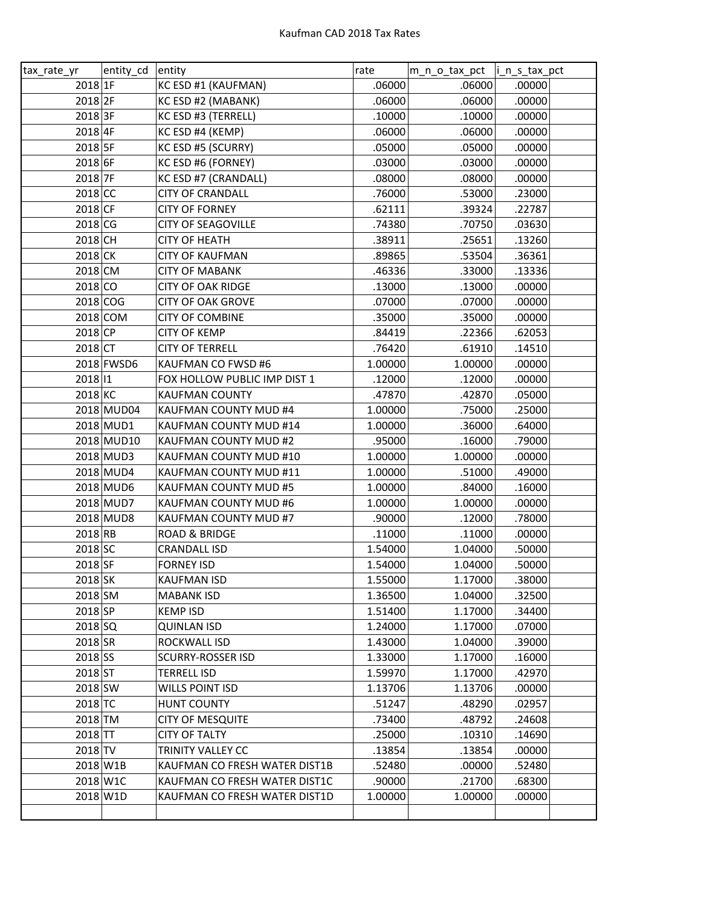# Kaufman CAD 2018 Tax Rates

| tax_rate_yr | entity_cd | entity | rate | m_n_o_tax_pct | i_n_s_tax_pct |
|---|---|---|---|---|---|
| 2018 | 1F | KC ESD #1 (KAUFMAN) | .06000 | .06000 | .00000 |
| 2018 | 2F | KC ESD #2 (MABANK) | .06000 | .06000 | .00000 |
| 2018 | 3F | KC ESD #3 (TERRELL) | .10000 | .10000 | .00000 |
| 2018 | 4F | KC ESD #4 (KEMP) | .06000 | .06000 | .00000 |
| 2018 | 5F | KC ESD #5 (SCURRY) | .05000 | .05000 | .00000 |
| 2018 | 6F | KC ESD #6 (FORNEY) | .03000 | .03000 | .00000 |
| 2018 | 7F | KC ESD #7 (CRANDALL) | .08000 | .08000 | .00000 |
| 2018 | CC | CITY OF CRANDALL | .76000 | .53000 | .23000 |
| 2018 | CF | CITY OF FORNEY | .62111 | .39324 | .22787 |
| 2018 | CG | CITY OF SEAGOVILLE | .74380 | .70750 | .03630 |
| 2018 | CH | CITY OF HEATH | .38911 | .25651 | .13260 |
| 2018 | CK | CITY OF KAUFMAN | .89865 | .53504 | .36361 |
| 2018 | CM | CITY OF MABANK | .46336 | .33000 | .13336 |
| 2018 | CO | CITY OF OAK RIDGE | .13000 | .13000 | .00000 |
| 2018 | COG | CITY OF OAK GROVE | .07000 | .07000 | .00000 |
| 2018 | COM | CITY OF COMBINE | .35000 | .35000 | .00000 |
| 2018 | CP | CITY OF KEMP | .84419 | .22366 | .62053 |
| 2018 | CT | CITY OF TERRELL | .76420 | .61910 | .14510 |
| 2018 | FWSD6 | KAUFMAN CO FWSD #6 | 1.00000 | 1.00000 | .00000 |
| 2018 | I1 | FOX HOLLOW PUBLIC IMP DIST 1 | .12000 | .12000 | .00000 |
| 2018 | KC | KAUFMAN COUNTY | .47870 | .42870 | .05000 |
| 2018 | MUD04 | KAUFMAN COUNTY MUD #4 | 1.00000 | .75000 | .25000 |
| 2018 | MUD1 | KAUFMAN COUNTY MUD #14 | 1.00000 | .36000 | .64000 |
| 2018 | MUD10 | KAUFMAN COUNTY MUD #2 | .95000 | .16000 | .79000 |
| 2018 | MUD3 | KAUFMAN COUNTY MUD #10 | 1.00000 | 1.00000 | .00000 |
| 2018 | MUD4 | KAUFMAN COUNTY MUD #11 | 1.00000 | .51000 | .49000 |
| 2018 | MUD6 | KAUFMAN COUNTY MUD #5 | 1.00000 | .84000 | .16000 |
| 2018 | MUD7 | KAUFMAN COUNTY MUD #6 | 1.00000 | 1.00000 | .00000 |
| 2018 | MUD8 | KAUFMAN COUNTY MUD #7 | .90000 | .12000 | .78000 |
| 2018 | RB | ROAD & BRIDGE | .11000 | .11000 | .00000 |
| 2018 | SC | CRANDALL ISD | 1.54000 | 1.04000 | .50000 |
| 2018 | SF | FORNEY ISD | 1.54000 | 1.04000 | .50000 |
| 2018 | SK | KAUFMAN ISD | 1.55000 | 1.17000 | .38000 |
| 2018 | SM | MABANK ISD | 1.36500 | 1.04000 | .32500 |
| 2018 | SP | KEMP ISD | 1.51400 | 1.17000 | .34400 |
| 2018 | SQ | QUINLAN ISD | 1.24000 | 1.17000 | .07000 |
| 2018 | SR | ROCKWALL ISD | 1.43000 | 1.04000 | .39000 |
| 2018 | SS | SCURRY-ROSSER ISD | 1.33000 | 1.17000 | .16000 |
| 2018 | ST | TERRELL ISD | 1.59970 | 1.17000 | .42970 |
| 2018 | SW | WILLS POINT ISD | 1.13706 | 1.13706 | .00000 |
| 2018 | TC | HUNT COUNTY | .51247 | .48290 | .02957 |
| 2018 | TM | CITY OF MESQUITE | .73400 | .48792 | .24608 |
| 2018 | TT | CITY OF TALTY | .25000 | .10310 | .14690 |
| 2018 | TV | TRINITY VALLEY CC | .13854 | .13854 | .00000 |
| 2018 | W1B | KAUFMAN CO FRESH WATER DIST1B | .52480 | .00000 | .52480 |
| 2018 | W1C | KAUFMAN CO FRESH WATER DIST1C | .90000 | .21700 | .68300 |
| 2018 | W1D | KAUFMAN CO FRESH WATER DIST1D | 1.00000 | 1.00000 | .00000 |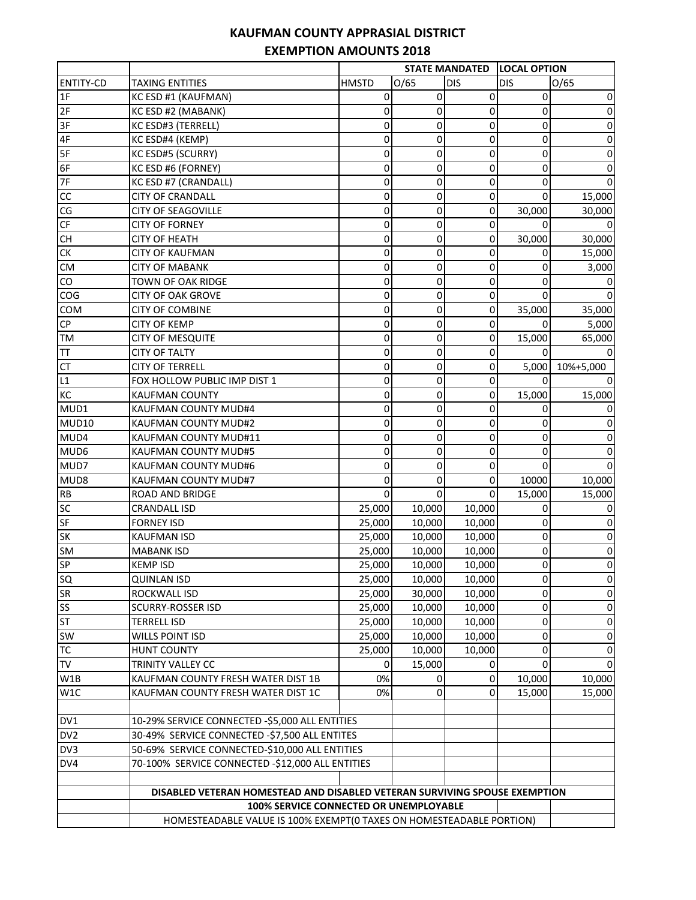# KAUFMAN COUNTY APPRASIAL DISTRICT

## EXEMPTION AMOUNTS 2018

| | | | STATE MANDATED | | LOCAL OPTION | |
|---|---|---|---|---|---|---|
| ENTITY-CD | TAXING ENTITIES | HMSTD | O/65 | DIS | DIS | O/65 |
| 1F | KC ESD #1 (KAUFMAN) | 0 | 0 | 0 | 0 | 0 |
| 2F | KC ESD #2 (MABANK) | 0 | 0 | 0 | 0 | 0 |
| 3F | KC ESD#3 (TERRELL) | 0 | 0 | 0 | 0 | 0 |
| 4F | KC ESD#4 (KEMP) | 0 | 0 | 0 | 0 | 0 |
| 5F | KC ESD#5 (SCURRY) | 0 | 0 | 0 | 0 | 0 |
| 6F | KC ESD #6 (FORNEY) | 0 | 0 | 0 | 0 | 0 |
| 7F | KC ESD #7 (CRANDALL) | 0 | 0 | 0 | 0 | 0 |
| CC | CITY OF CRANDALL | 0 | 0 | 0 | 0 | 15,000 |
| CG | CITY OF SEAGOVILLE | 0 | 0 | 0 | 30,000 | 30,000 |
| CF | CITY OF FORNEY | 0 | 0 | 0 | 0 | 0 |
| CH | CITY OF HEATH | 0 | 0 | 0 | 30,000 | 30,000 |
| CK | CITY OF KAUFMAN | 0 | 0 | 0 | 0 | 15,000 |
| CM | CITY OF MABANK | 0 | 0 | 0 | 0 | 3,000 |
| CO | TOWN OF OAK RIDGE | 0 | 0 | 0 | 0 | 0 |
| COG | CITY OF OAK GROVE | 0 | 0 | 0 | 0 | 0 |
| COM | CITY OF COMBINE | 0 | 0 | 0 | 35,000 | 35,000 |
| CP | CITY OF KEMP | 0 | 0 | 0 | 0 | 5,000 |
| TM | CITY OF MESQUITE | 0 | 0 | 0 | 15,000 | 65,000 |
| TT | CITY OF TALTY | 0 | 0 | 0 | 0 | 0 |
| CT | CITY OF TERRELL | 0 | 0 | 0 | 5,000 | 10%+5,000 |
| L1 | FOX HOLLOW PUBLIC IMP DIST 1 | 0 | 0 | 0 | 0 | 0 |
| KC | KAUFMAN COUNTY | 0 | 0 | 0 | 15,000 | 15,000 |
| MUD1 | KAUFMAN COUNTY MUD#4 | 0 | 0 | 0 | 0 | 0 |
| MUD10 | KAUFMAN COUNTY MUD#2 | 0 | 0 | 0 | 0 | 0 |
| MUD4 | KAUFMAN COUNTY MUD#11 | 0 | 0 | 0 | 0 | 0 |
| MUD6 | KAUFMAN COUNTY MUD#5 | 0 | 0 | 0 | 0 | 0 |
| MUD7 | KAUFMAN COUNTY MUD#6 | 0 | 0 | 0 | 0 | 0 |
| MUD8 | KAUFMAN COUNTY MUD#7 | 0 | 0 | 0 | 10000 | 10,000 |
| RB | ROAD AND BRIDGE | 0 | 0 | 0 | 15,000 | 15,000 |
| SC | CRANDALL ISD | 25,000 | 10,000 | 10,000 | 0 | 0 |
| SF | FORNEY ISD | 25,000 | 10,000 | 10,000 | 0 | 0 |
| SK | KAUFMAN ISD | 25,000 | 10,000 | 10,000 | 0 | 0 |
| SM | MABANK ISD | 25,000 | 10,000 | 10,000 | 0 | 0 |
| SP | KEMP ISD | 25,000 | 10,000 | 10,000 | 0 | 0 |
| SQ | QUINLAN ISD | 25,000 | 10,000 | 10,000 | 0 | 0 |
| SR | ROCKWALL ISD | 25,000 | 30,000 | 10,000 | 0 | 0 |
| SS | SCURRY-ROSSER ISD | 25,000 | 10,000 | 10,000 | 0 | 0 |
| ST | TERRELL ISD | 25,000 | 10,000 | 10,000 | 0 | 0 |
| SW | WILLS POINT ISD | 25,000 | 10,000 | 10,000 | 0 | 0 |
| TC | HUNT COUNTY | 25,000 | 10,000 | 10,000 | 0 | 0 |
| TV | TRINITY VALLEY CC | 0 | 15,000 | 0 | 0 | 0 |
| W1B | KAUFMAN COUNTY FRESH WATER DIST 1B | 0% | 0 | 0 | 10,000 | 10,000 |
| W1C | KAUFMAN COUNTY FRESH WATER DIST 1C | 0% | 0 | 0 | 15,000 | 15,000 |
| | | | | | | |
| DV1 | 10-29% SERVICE CONNECTED -$5,000 ALL ENTITIES | | | | | |
| DV2 | 30-49% SERVICE CONNECTED -$7,500 ALL ENTITES | | | | | |
| DV3 | 50-69% SERVICE CONNECTED-$10,000 ALL ENTITIES | | | | | |
| DV4 | 70-100% SERVICE CONNECTED -$12,000 ALL ENTITIES | | | | | |
| | | | | | | |
| | **DISABLED VETERAN HOMESTEAD AND DISABLED VETERAN SURVIVING SPOUSE EXEMPTION** | | | | | |
| | **100% SERVICE CONNECTED OR UNEMPLOYABLE** | | | | | |
| | HOMESTEADABLE VALUE IS 100% EXEMPT(0 TAXES ON HOMESTEADABLE PORTION) | | | | | |